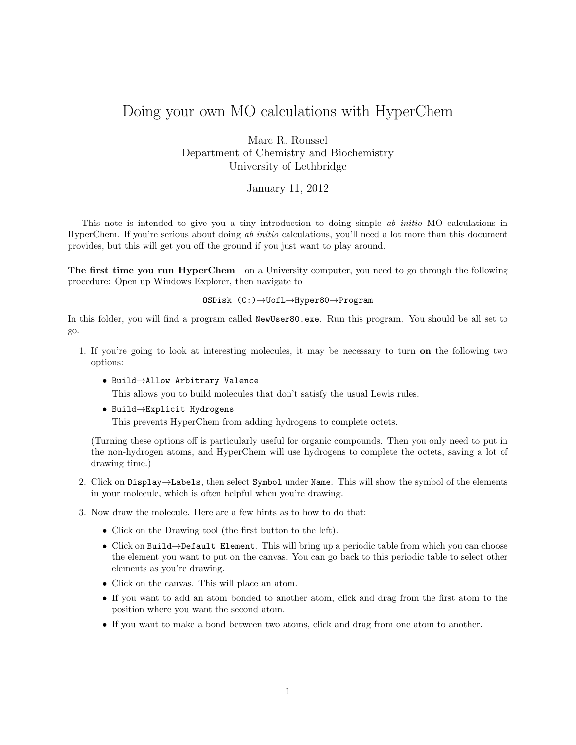# Doing your own MO calculations with HyperChem

Marc R. Roussel
Department of Chemistry and Biochemistry
University of Lethbridge

January 11, 2012

This note is intended to give you a tiny introduction to doing simple *ab initio* MO calculations in HyperChem. If you're serious about doing *ab initio* calculations, you'll need a lot more than this document provides, but this will get you off the ground if you just want to play around.

**The first time you run HyperChem** on a University computer, you need to go through the following procedure: Open up Windows Explorer, then navigate to

`OSDisk (C:)→UofL→Hyper80→Program`

In this folder, you will find a program called `NewUser80.exe`. Run this program. You should be all set to go.

1. If you're going to look at interesting molecules, it may be necessary to turn **on** the following two options:

   - `Build→Allow Arbitrary Valence`
     This allows you to build molecules that don't satisfy the usual Lewis rules.
   - `Build→Explicit Hydrogens`
     This prevents HyperChem from adding hydrogens to complete octets.

   (Turning these options off is particularly useful for organic compounds. Then you only need to put in the non-hydrogen atoms, and HyperChem will use hydrogens to complete the octets, saving a lot of drawing time.)

2. Click on `Display→Labels`, then select `Symbol` under `Name`. This will show the symbol of the elements in your molecule, which is often helpful when you're drawing.

3. Now draw the molecule. Here are a few hints as to how to do that:

   - Click on the Drawing tool (the first button to the left).
   - Click on `Build→Default Element`. This will bring up a periodic table from which you can choose the element you want to put on the canvas. You can go back to this periodic table to select other elements as you're drawing.
   - Click on the canvas. This will place an atom.
   - If you want to add an atom bonded to another atom, click and drag from the first atom to the position where you want the second atom.
   - If you want to make a bond between two atoms, click and drag from one atom to another.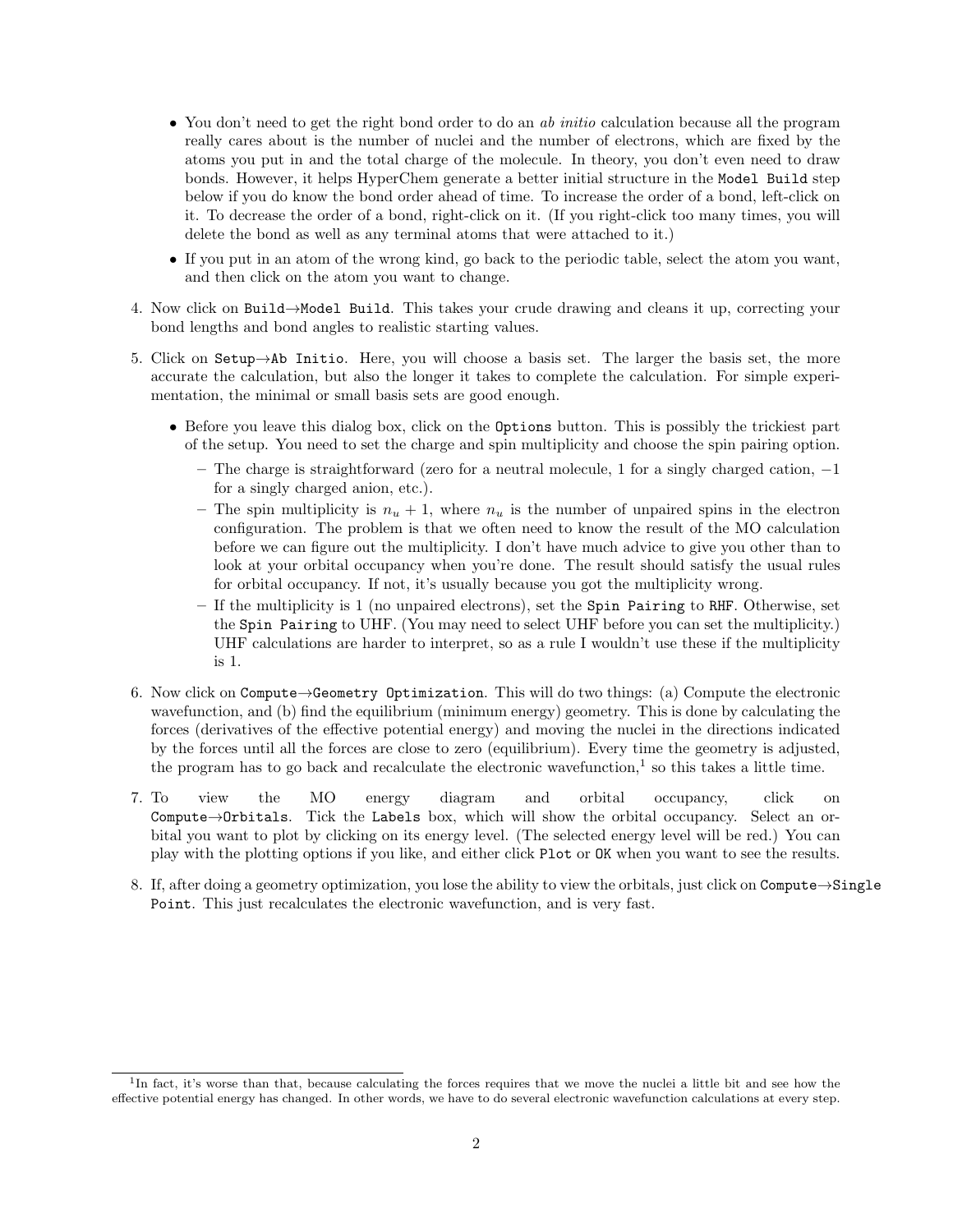- You don't need to get the right bond order to do an *ab initio* calculation because all the program really cares about is the number of nuclei and the number of electrons, which are fixed by the atoms you put in and the total charge of the molecule. In theory, you don't even need to draw bonds. However, it helps HyperChem generate a better initial structure in the `Model Build` step below if you do know the bond order ahead of time. To increase the order of a bond, left-click on it. To decrease the order of a bond, right-click on it. (If you right-click too many times, you will delete the bond as well as any terminal atoms that were attached to it.)
- If you put in an atom of the wrong kind, go back to the periodic table, select the atom you want, and then click on the atom you want to change.

4. Now click on `Build`→`Model Build`. This takes your crude drawing and cleans it up, correcting your bond lengths and bond angles to realistic starting values.

5. Click on `Setup`→`Ab Initio`. Here, you will choose a basis set. The larger the basis set, the more accurate the calculation, but also the longer it takes to complete the calculation. For simple experimentation, the minimal or small basis sets are good enough.

   - Before you leave this dialog box, click on the `Options` button. This is possibly the trickiest part of the setup. You need to set the charge and spin multiplicity and choose the spin pairing option.
     - The charge is straightforward (zero for a neutral molecule, 1 for a singly charged cation, $-1$ for a singly charged anion, etc.).
     - The spin multiplicity is $n_u + 1$, where $n_u$ is the number of unpaired spins in the electron configuration. The problem is that we often need to know the result of the MO calculation before we can figure out the multiplicity. I don't have much advice to give you other than to look at your orbital occupancy when you're done. The result should satisfy the usual rules for orbital occupancy. If not, it's usually because you got the multiplicity wrong.
     - If the multiplicity is 1 (no unpaired electrons), set the `Spin Pairing` to `RHF`. Otherwise, set the `Spin Pairing` to UHF. (You may need to select UHF before you can set the multiplicity.) UHF calculations are harder to interpret, so as a rule I wouldn't use these if the multiplicity is 1.

6. Now click on `Compute`→`Geometry Optimization`. This will do two things: (a) Compute the electronic wavefunction, and (b) find the equilibrium (minimum energy) geometry. This is done by calculating the forces (derivatives of the effective potential energy) and moving the nuclei in the directions indicated by the forces until all the forces are close to zero (equilibrium). Every time the geometry is adjusted, the program has to go back and recalculate the electronic wavefunction,[1] so this takes a little time.

7. To view the MO energy diagram and orbital occupancy, click on `Compute`→`Orbitals`. Tick the `Labels` box, which will show the orbital occupancy. Select an orbital you want to plot by clicking on its energy level. (The selected energy level will be red.) You can play with the plotting options if you like, and either click `Plot` or `OK` when you want to see the results.

8. If, after doing a geometry optimization, you lose the ability to view the orbitals, just click on `Compute`→`Single Point`. This just recalculates the electronic wavefunction, and is very fast.

---

[1] In fact, it's worse than that, because calculating the forces requires that we move the nuclei a little bit and see how the effective potential energy has changed. In other words, we have to do several electronic wavefunction calculations at every step.